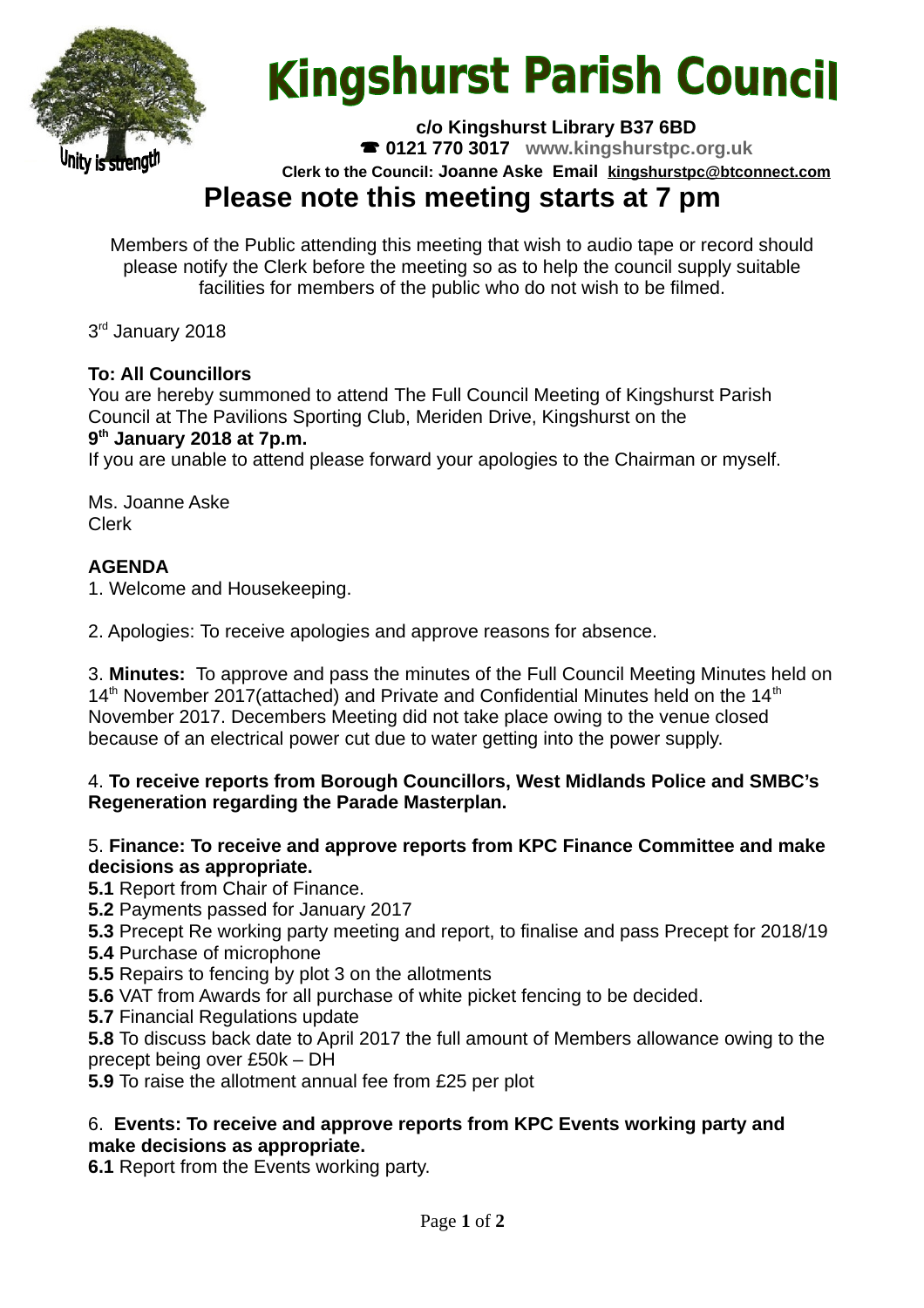# Kingshurst Parish Council

Unity is strength

**c/o Kingshurst Library B37 6BD**
☎ **0121 770 3017** **www.kingshurstpc.org.uk**
**Clerk to the Council: Joanne Aske Email kingshurstpc@btconnect.com**

## Please note this meeting starts at 7 pm

Members of the Public attending this meeting that wish to audio tape or record should please notify the Clerk before the meeting so as to help the council supply suitable facilities for members of the public who do not wish to be filmed.

3rd January 2018

**To: All Councillors**
You are hereby summoned to attend The Full Council Meeting of Kingshurst Parish Council at The Pavilions Sporting Club, Meriden Drive, Kingshurst on the
**9th January 2018 at 7p.m.**
If you are unable to attend please forward your apologies to the Chairman or myself.

Ms. Joanne Aske
Clerk

**AGENDA**

1. Welcome and Housekeeping.

2. Apologies: To receive apologies and approve reasons for absence.

3. **Minutes:** To approve and pass the minutes of the Full Council Meeting Minutes held on 14th November 2017(attached) and Private and Confidential Minutes held on the 14th November 2017. Decembers Meeting did not take place owing to the venue closed because of an electrical power cut due to water getting into the power supply.

4. **To receive reports from Borough Councillors, West Midlands Police and SMBC's Regeneration regarding the Parade Masterplan.**

5. **Finance: To receive and approve reports from KPC Finance Committee and make decisions as appropriate.**

**5.1** Report from Chair of Finance.
**5.2** Payments passed for January 2017
**5.3** Precept Re working party meeting and report, to finalise and pass Precept for 2018/19
**5.4** Purchase of microphone
**5.5** Repairs to fencing by plot 3 on the allotments
**5.6** VAT from Awards for all purchase of white picket fencing to be decided.
**5.7** Financial Regulations update
**5.8** To discuss back date to April 2017 the full amount of Members allowance owing to the precept being over £50k – DH
**5.9** To raise the allotment annual fee from £25 per plot

6. **Events: To receive and approve reports from KPC Events working party and make decisions as appropriate.**

**6.1** Report from the Events working party.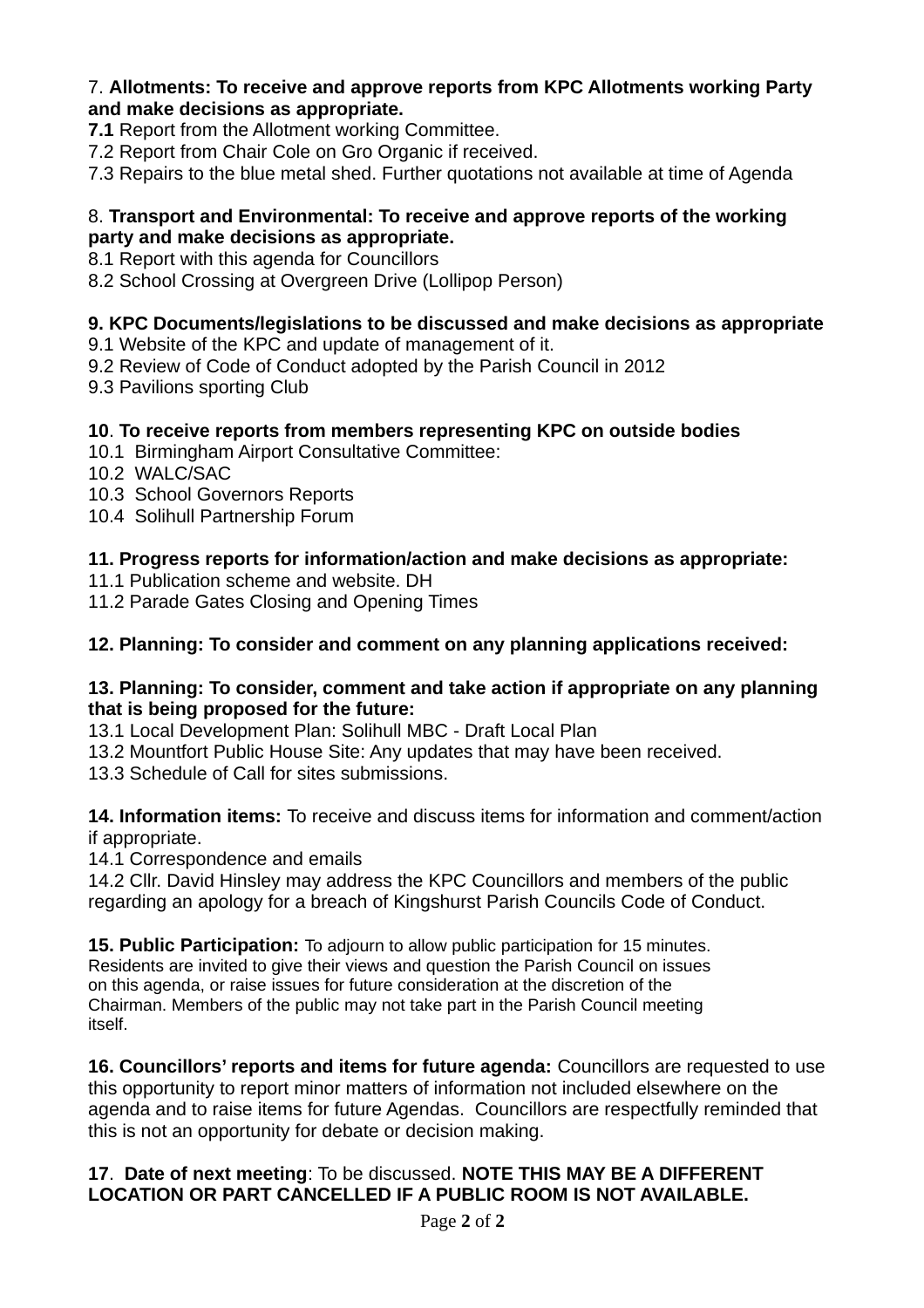7. **Allotments: To receive and approve reports from KPC Allotments working Party and make decisions as appropriate.**

**7.1** Report from the Allotment working Committee.

7.2 Report from Chair Cole on Gro Organic if received.

7.3 Repairs to the blue metal shed. Further quotations not available at time of Agenda

8. **Transport and Environmental: To receive and approve reports of the working party and make decisions as appropriate.**

8.1 Report with this agenda for Councillors

8.2 School Crossing at Overgreen Drive (Lollipop Person)

**9. KPC Documents/legislations to be discussed and make decisions as appropriate**

9.1 Website of the KPC and update of management of it.

9.2 Review of Code of Conduct adopted by the Parish Council in 2012

9.3 Pavilions sporting Club

**10**. **To receive reports from members representing KPC on outside bodies**

10.1 Birmingham Airport Consultative Committee:

10.2 WALC/SAC

10.3 School Governors Reports

10.4 Solihull Partnership Forum

**11. Progress reports for information/action and make decisions as appropriate:**

11.1 Publication scheme and website. DH

11.2 Parade Gates Closing and Opening Times

**12. Planning: To consider and comment on any planning applications received:**

**13. Planning: To consider, comment and take action if appropriate on any planning that is being proposed for the future:**

13.1 Local Development Plan: Solihull MBC - Draft Local Plan

13.2 Mountfort Public House Site: Any updates that may have been received.

13.3 Schedule of Call for sites submissions.

**14. Information items:** To receive and discuss items for information and comment/action if appropriate.

14.1 Correspondence and emails

14.2 Cllr. David Hinsley may address the KPC Councillors and members of the public regarding an apology for a breach of Kingshurst Parish Councils Code of Conduct.

**15. Public Participation:** To adjourn to allow public participation for 15 minutes. Residents are invited to give their views and question the Parish Council on issues on this agenda, or raise issues for future consideration at the discretion of the Chairman. Members of the public may not take part in the Parish Council meeting itself.

**16. Councillors' reports and items for future agenda:** Councillors are requested to use this opportunity to report minor matters of information not included elsewhere on the agenda and to raise items for future Agendas. Councillors are respectfully reminded that this is not an opportunity for debate or decision making.

**17**. **Date of next meeting**: To be discussed. **NOTE THIS MAY BE A DIFFERENT LOCATION OR PART CANCELLED IF A PUBLIC ROOM IS NOT AVAILABLE.**